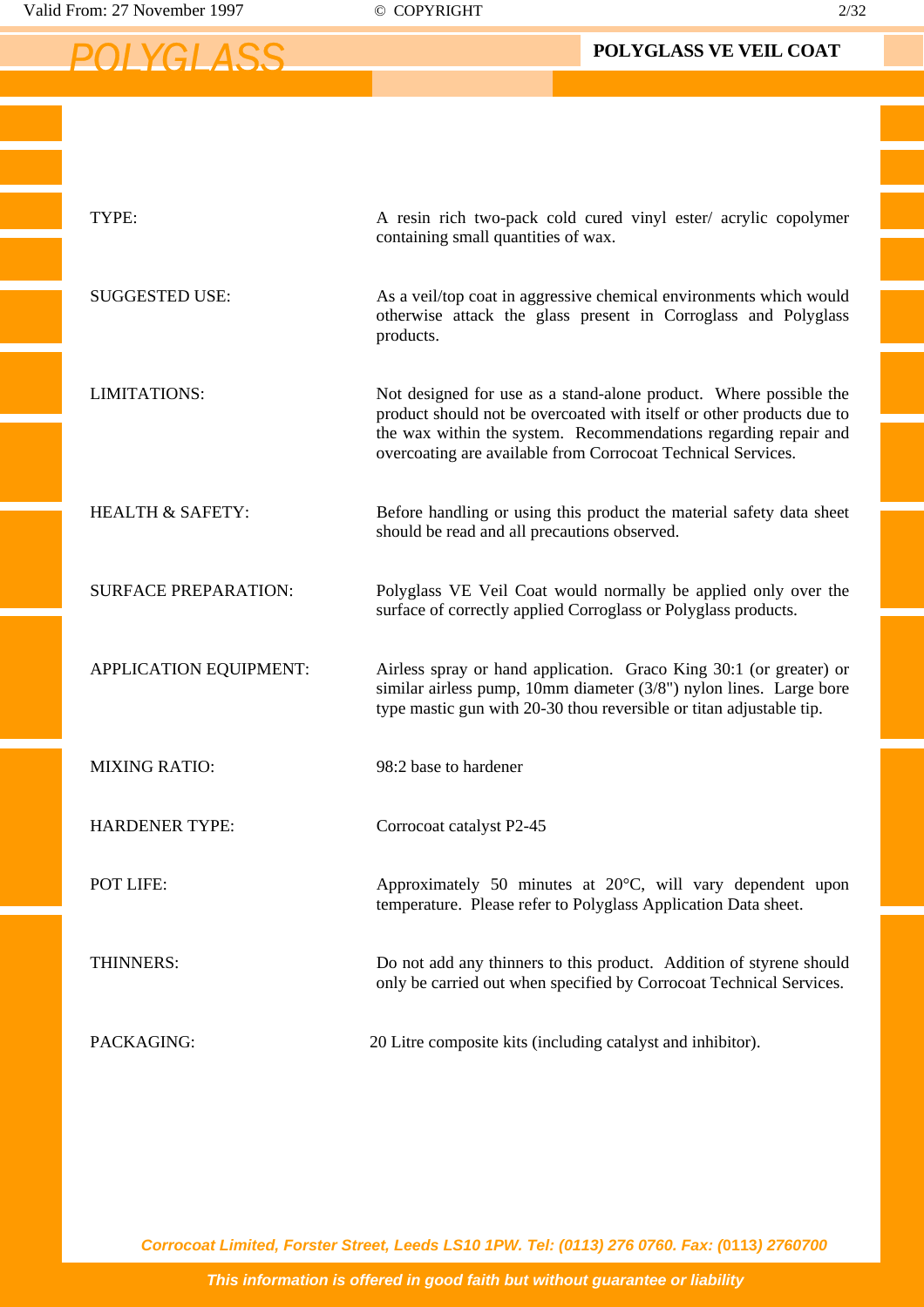# POLYGLASS

## POLYGLASS VE VEIL COAT

| | |
|---|---|
| TYPE: | A resin rich two-pack cold cured vinyl ester/ acrylic copolymer containing small quantities of wax. |
| SUGGESTED USE: | As a veil/top coat in aggressive chemical environments which would otherwise attack the glass present in Corroglass and Polyglass products. |
| LIMITATIONS: | Not designed for use as a stand-alone product. Where possible the product should not be overcoated with itself or other products due to the wax within the system. Recommendations regarding repair and overcoating are available from Corrocoat Technical Services. |
| HEALTH & SAFETY: | Before handling or using this product the material safety data sheet should be read and all precautions observed. |
| SURFACE PREPARATION: | Polyglass VE Veil Coat would normally be applied only over the surface of correctly applied Corroglass or Polyglass products. |
| APPLICATION EQUIPMENT: | Airless spray or hand application. Graco King 30:1 (or greater) or similar airless pump, 10mm diameter (3/8") nylon lines. Large bore type mastic gun with 20-30 thou reversible or titan adjustable tip. |
| MIXING RATIO: | 98:2 base to hardener |
| HARDENER TYPE: | Corrocoat catalyst P2-45 |
| POT LIFE: | Approximately 50 minutes at 20°C, will vary dependent upon temperature. Please refer to Polyglass Application Data sheet. |
| THINNERS: | Do not add any thinners to this product. Addition of styrene should only be carried out when specified by Corrocoat Technical Services. |
| PACKAGING: | 20 Litre composite kits (including catalyst and inhibitor). |

*Corrocoat Limited, Forster Street, Leeds LS10 1PW. Tel: (0113) 276 0760. Fax: (0113) 2760700*

*This information is offered in good faith but without guarantee or liability*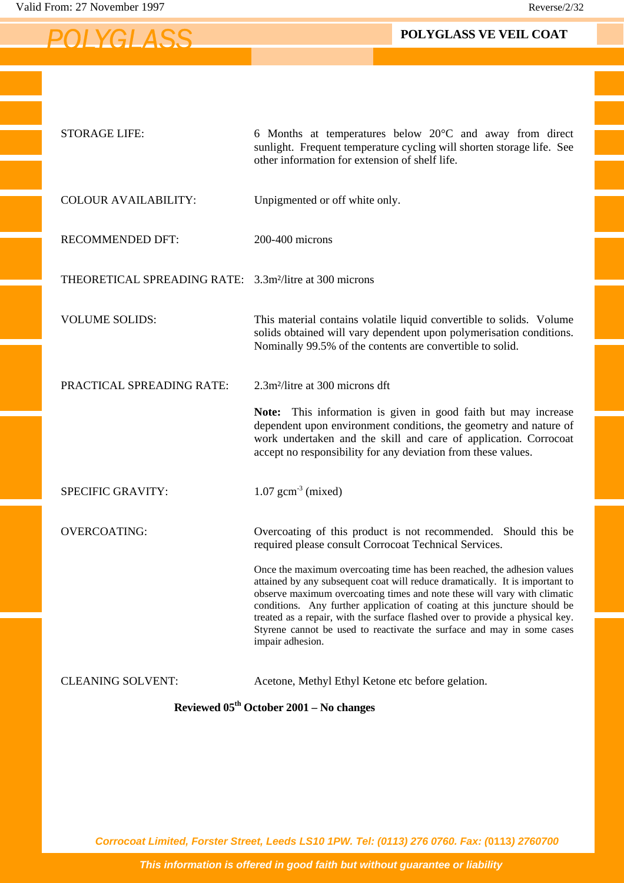| | |
|---|---|
| STORAGE LIFE: | 6 Months at temperatures below 20°C and away from direct sunlight. Frequent temperature cycling will shorten storage life. See other information for extension of shelf life. |
| COLOUR AVAILABILITY: | Unpigmented or off white only. |
| RECOMMENDED DFT: | 200-400 microns |
| THEORETICAL SPREADING RATE: | 3.3m²/litre at 300 microns |
| VOLUME SOLIDS: | This material contains volatile liquid convertible to solids. Volume solids obtained will vary dependent upon polymerisation conditions. Nominally 99.5% of the contents are convertible to solid. |
| PRACTICAL SPREADING RATE: | 2.3m²/litre at 300 microns dft<br><br>**Note:** This information is given in good faith but may increase dependent upon environment conditions, the geometry and nature of work undertaken and the skill and care of application. Corrocoat accept no responsibility for any deviation from these values. |
| SPECIFIC GRAVITY: | 1.07 $gcm^{-3}$ (mixed) |
| OVERCOATING: | Overcoating of this product is not recommended. Should this be required please consult Corrocoat Technical Services.<br><br>Once the maximum overcoating time has been reached, the adhesion values attained by any subsequent coat will reduce dramatically. It is important to observe maximum overcoating times and note these will vary with climatic conditions. Any further application of coating at this juncture should be treated as a repair, with the surface flashed over to provide a physical key. Styrene cannot be used to reactivate the surface and may in some cases impair adhesion. |
| CLEANING SOLVENT: | Acetone, Methyl Ethyl Ketone etc before gelation. |

**Reviewed 05th October 2001 – No changes**

*Corrocoat Limited, Forster Street, Leeds LS10 1PW. Tel: (0113) 276 0760. Fax: (0113) 2760700*

*This information is offered in good faith but without guarantee or liability*